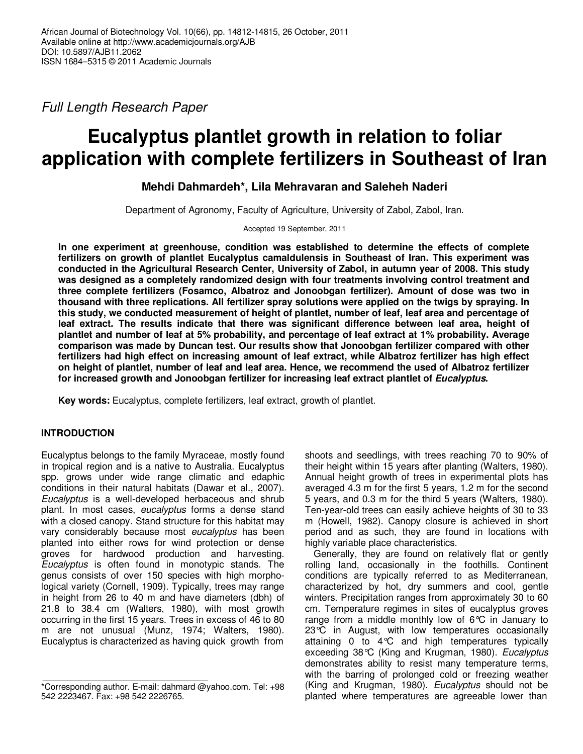Full Length Research Paper

# Eucalyptus plantlet growth in relation to foliar application with complete fertilizers in Southeast of Iran

**Mehdi Dahmardeh*, Lila Mehravaran and Saleheh Naderi**

Department of Agronomy, Faculty of Agriculture, University of Zabol, Zabol, Iran.

Accepted 19 September, 2011

**In one experiment at greenhouse, condition was established to determine the effects of complete fertilizers on growth of plantlet Eucalyptus camaldulensis in Southeast of Iran. This experiment was conducted in the Agricultural Research Center, University of Zabol, in autumn year of 2008. This study was designed as a completely randomized design with four treatments involving control treatment and three complete fertilizers (Fosamco, Albatroz and Jonoobgan fertilizer). Amount of dose was two in thousand with three replications. All fertilizer spray solutions were applied on the twigs by spraying. In this study, we conducted measurement of height of plantlet, number of leaf, leaf area and percentage of leaf extract. The results indicate that there was significant difference between leaf area, height of plantlet and number of leaf at 5% probability, and percentage of leaf extract at 1% probability. Average comparison was made by Duncan test. Our results show that Jonoobgan fertilizer compared with other fertilizers had high effect on increasing amount of leaf extract, while Albatroz fertilizer has high effect on height of plantlet, number of leaf and leaf area. Hence, we recommend the used of Albatroz fertilizer for increased growth and Jonoobgan fertilizer for increasing leaf extract plantlet of *Eucalyptus*.**

**Key words:** Eucalyptus, complete fertilizers, leaf extract, growth of plantlet.

## INTRODUCTION

Eucalyptus belongs to the family Myraceae, mostly found in tropical region and is a native to Australia. Eucalyptus spp. grows under wide range climatic and edaphic conditions in their natural habitats (Dawar et al., 2007). *Eucalyptus* is a well-developed herbaceous and shrub plant. In most cases, *eucalyptus* forms a dense stand with a closed canopy. Stand structure for this habitat may vary considerably because most *eucalyptus* has been planted into either rows for wind protection or dense groves for hardwood production and harvesting. *Eucalyptus* is often found in monotypic stands. The genus consists of over 150 species with high morphological variety (Cornell, 1909). Typically, trees may range in height from 26 to 40 m and have diameters (dbh) of 21.8 to 38.4 cm (Walters, 1980), with most growth occurring in the first 15 years. Trees in excess of 46 to 80 m are not unusual (Munz, 1974; Walters, 1980). Eucalyptus is characterized as having quick growth from shoots and seedlings, with trees reaching 70 to 90% of their height within 15 years after planting (Walters, 1980). Annual height growth of trees in experimental plots has averaged 4.3 m for the first 5 years, 1.2 m for the second 5 years, and 0.3 m for the third 5 years (Walters, 1980). Ten-year-old trees can easily achieve heights of 30 to 33 m (Howell, 1982). Canopy closure is achieved in short period and as such, they are found in locations with highly variable place characteristics.

Generally, they are found on relatively flat or gently rolling land, occasionally in the foothills. Continent conditions are typically referred to as Mediterranean, characterized by hot, dry summers and cool, gentle winters. Precipitation ranges from approximately 30 to 60 cm. Temperature regimes in sites of eucalyptus groves range from a middle monthly low of 6°C in January to 23°C in August, with low temperatures occasionally attaining 0 to 4°C and high temperatures typically exceeding 38°C (King and Krugman, 1980). *Eucalyptus* demonstrates ability to resist many temperature terms, with the barring of prolonged cold or freezing weather (King and Krugman, 1980). *Eucalyptus* should not be planted where temperatures are agreeable lower than

*Corresponding author. E-mail: dahmard @yahoo.com. Tel: +98 542 2223467. Fax: +98 542 2226765.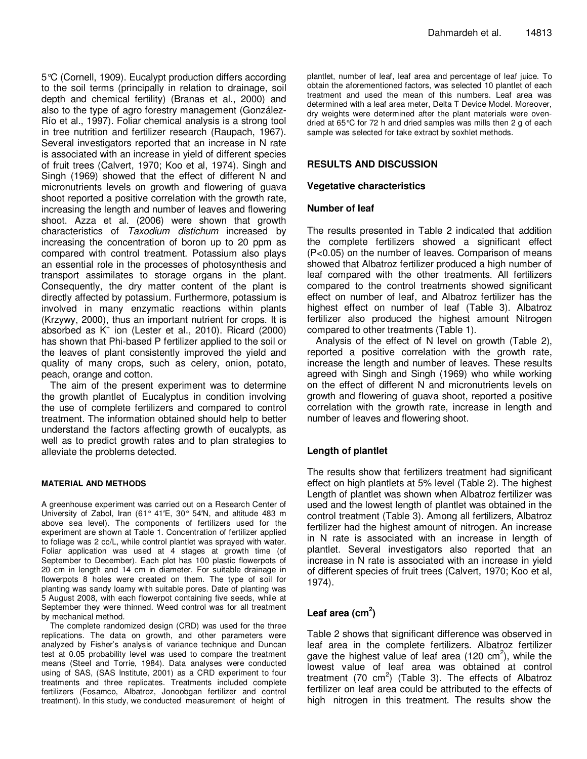5°C (Cornell, 1909). Eucalypt production differs according to the soil terms (principally in relation to drainage, soil depth and chemical fertility) (Branas et al., 2000) and also to the type of agro forestry management (González-Río et al., 1997). Foliar chemical analysis is a strong tool in tree nutrition and fertilizer research (Raupach, 1967). Several investigators reported that an increase in N rate is associated with an increase in yield of different species of fruit trees (Calvert, 1970; Koo et al, 1974). Singh and Singh (1969) showed that the effect of different N and micronutrients levels on growth and flowering of guava shoot reported a positive correlation with the growth rate, increasing the length and number of leaves and flowering shoot. Azza et al. (2006) were shown that growth characteristics of *Taxodium distichum* increased by increasing the concentration of boron up to 20 ppm as compared with control treatment. Potassium also plays an essential role in the processes of photosynthesis and transport assimilates to storage organs in the plant. Consequently, the dry matter content of the plant is directly affected by potassium. Furthermore, potassium is involved in many enzymatic reactions within plants (Krzywy, 2000), thus an important nutrient for crops. It is absorbed as $K^+$ ion (Lester et al., 2010). Ricard (2000) has shown that Phi-based P fertilizer applied to the soil or the leaves of plant consistently improved the yield and quality of many crops, such as celery, onion, potato, peach, orange and cotton.

The aim of the present experiment was to determine the growth plantlet of Eucalyptus in condition involving the use of complete fertilizers and compared to control treatment. The information obtained should help to better understand the factors affecting growth of eucalypts, as well as to predict growth rates and to plan strategies to alleviate the problems detected.

## MATERIAL AND METHODS

A greenhouse experiment was carried out on a Research Center of University of Zabol, Iran (61° 41′E, 30° 54′N, and altitude 483 m above sea level). The components of fertilizers used for the experiment are shown at Table 1. Concentration of fertilizer applied to foliage was 2 cc/L, while control plantlet was sprayed with water. Foliar application was used at 4 stages at growth time (of September to December). Each plot has 100 plastic flowerpots of 20 cm in length and 14 cm in diameter. For suitable drainage in flowerpots 8 holes were created on them. The type of soil for planting was sandy loamy with suitable pores. Date of planting was 5 August 2008, with each flowerpot containing five seeds, while at September they were thinned. Weed control was for all treatment by mechanical method.

The complete randomized design (CRD) was used for the three replications. The data on growth, and other parameters were analyzed by Fisher's analysis of variance technique and Duncan test at 0.05 probability level was used to compare the treatment means (Steel and Torrie, 1984). Data analyses were conducted using of SAS, (SAS Institute, 2001) as a CRD experiment to four treatments and three replicates. Treatments included complete fertilizers (Fosamco, Albatroz, Jonoobgan fertilizer and control treatment). In this study, we conducted measurement of height of plantlet, number of leaf, leaf area and percentage of leaf juice. To obtain the aforementioned factors, was selected 10 plantlet of each treatment and used the mean of this numbers. Leaf area was determined with a leaf area meter, Delta T Device Model. Moreover, dry weights were determined after the plant materials were oven-dried at 65°C for 72 h and dried samples was mills then 2 g of each sample was selected for take extract by soxhlet methods.

## RESULTS AND DISCUSSION

### Vegetative characteristics

### Number of leaf

The results presented in Table 2 indicated that addition the complete fertilizers showed a significant effect ($P<0.05$) on the number of leaves. Comparison of means showed that Albatroz fertilizer produced a high number of leaf compared with the other treatments. All fertilizers compared to the control treatments showed significant effect on number of leaf, and Albatroz fertilizer has the highest effect on number of leaf (Table 3). Albatroz fertilizer also produced the highest amount Nitrogen compared to other treatments (Table 1).

Analysis of the effect of N level on growth (Table 2), reported a positive correlation with the growth rate, increase the length and number of leaves. These results agreed with Singh and Singh (1969) who while working on the effect of different N and micronutrients levels on growth and flowering of guava shoot, reported a positive correlation with the growth rate, increase in length and number of leaves and flowering shoot.

### Length of plantlet

The results show that fertilizers treatment had significant effect on high plantlets at 5% level (Table 2). The highest Length of plantlet was shown when Albatroz fertilizer was used and the lowest length of plantlet was obtained in the control treatment (Table 3). Among all fertilizers, Albatroz fertilizer had the highest amount of nitrogen. An increase in N rate is associated with an increase in length of plantlet. Several investigators also reported that an increase in N rate is associated with an increase in yield of different species of fruit trees (Calvert, 1970; Koo et al, 1974).

### Leaf area ($cm^2$)

Table 2 shows that significant difference was observed in leaf area in the complete fertilizers. Albatroz fertilizer gave the highest value of leaf area (120 $cm^2$), while the lowest value of leaf area was obtained at control treatment (70 $cm^2$) (Table 3). The effects of Albatroz fertilizer on leaf area could be attributed to the effects of high nitrogen in this treatment. The results show the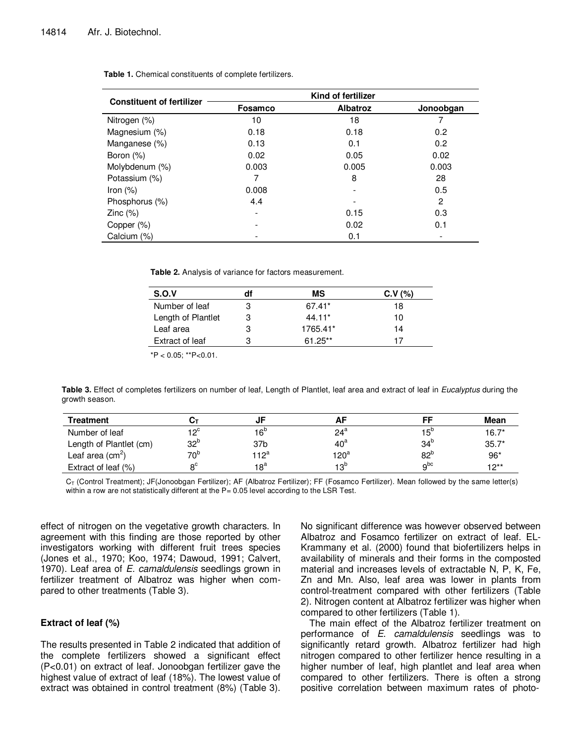**Table 1.** Chemical constituents of complete fertilizers.

| Constituent of fertilizer | Kind of fertilizer | | |
|---|---|---|---|
| | Fosamco | Albatroz | Jonoobgan |
| Nitrogen (%) | 10 | 18 | 7 |
| Magnesium (%) | 0.18 | 0.18 | 0.2 |
| Manganese (%) | 0.13 | 0.1 | 0.2 |
| Boron (%) | 0.02 | 0.05 | 0.02 |
| Molybdenum (%) | 0.003 | 0.005 | 0.003 |
| Potassium (%) | 7 | 8 | 28 |
| Iron (%) | 0.008 | - | 0.5 |
| Phosphorus (%) | 4.4 | - | 2 |
| Zinc (%) | - | 0.15 | 0.3 |
| Copper (%) | - | 0.02 | 0.1 |
| Calcium (%) | - | 0.1 | - |

**Table 2.** Analysis of variance for factors measurement.

| S.O.V | df | MS | C.V (%) |
|---|---|---|---|
| Number of leaf | 3 | 67.41* | 18 |
| Length of Plantlet | 3 | 44.11* | 10 |
| Leaf area | 3 | 1765.41* | 14 |
| Extract of leaf | 3 | 61.25** | 17 |

*P < 0.05; **P<0.01.

**Table 3.** Effect of completes fertilizers on number of leaf, Length of Plantlet, leaf area and extract of leaf in *Eucalyptus* during the growth season.

| Treatment | $C_T$ | JF | AF | FF | Mean |
|---|---|---|---|---|---|
| Number of leaf | $12^c$ | $16^b$ | $24^a$ | $15^b$ | 16.7* |
| Length of Plantlet (cm) | $32^b$ | 37b | $40^a$ | $34^b$ | 35.7* |
| Leaf area ($cm^2$) | $70^b$ | $112^a$ | $120^a$ | $82^b$ | 96* |
| Extract of leaf (%) | $8^c$ | $18^a$ | $13^b$ | $9^{bc}$ | 12** |

$C_T$ (Control Treatment); JF(Jonoobgan Fertilizer); AF (Albatroz Fertilizer); FF (Fosamco Fertilizer). Mean followed by the same letter(s) within a row are not statistically different at the P= 0.05 level according to the LSR Test.

effect of nitrogen on the vegetative growth characters. In agreement with this finding are those reported by other investigators working with different fruit trees species (Jones et al., 1970; Koo, 1974; Dawoud, 1991; Calvert, 1970). Leaf area of *E. camaldulensis* seedlings grown in fertilizer treatment of Albatroz was higher when compared to other treatments (Table 3).

### Extract of leaf (%)

The results presented in Table 2 indicated that addition of the complete fertilizers showed a significant effect (P<0.01) on extract of leaf. Jonoobgan fertilizer gave the highest value of extract of leaf (18%). The lowest value of extract was obtained in control treatment (8%) (Table 3). No significant difference was however observed between Albatroz and Fosamco fertilizer on extract of leaf. EL-Krammany et al. (2000) found that biofertilizers helps in availability of minerals and their forms in the composted material and increases levels of extractable N, P, K, Fe, Zn and Mn. Also, leaf area was lower in plants from control-treatment compared with other fertilizers (Table 2). Nitrogen content at Albatroz fertilizer was higher when compared to other fertilizers (Table 1).

The main effect of the Albatroz fertilizer treatment on performance of *E. camaldulensis* seedlings was to significantly retard growth. Albatroz fertilizer had high nitrogen compared to other fertilizer hence resulting in a higher number of leaf, high plantlet and leaf area when compared to other fertilizers. There is often a strong positive correlation between maximum rates of photo-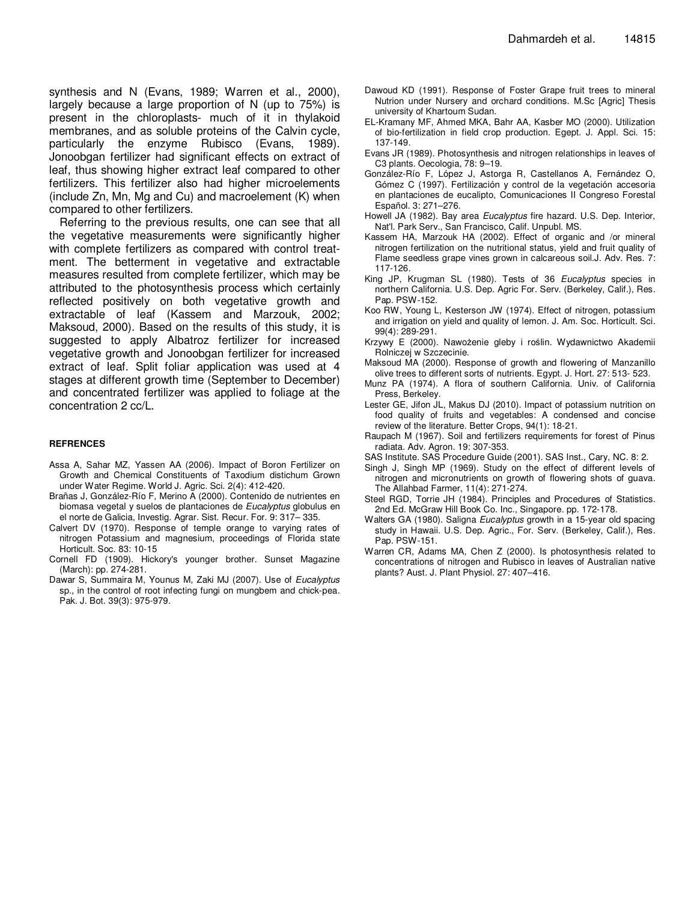synthesis and N (Evans, 1989; Warren et al., 2000), largely because a large proportion of N (up to 75%) is present in the chloroplasts- much of it in thylakoid membranes, and as soluble proteins of the Calvin cycle, particularly the enzyme Rubisco (Evans, 1989). Jonoobgan fertilizer had significant effects on extract of leaf, thus showing higher extract leaf compared to other fertilizers. This fertilizer also had higher microelements (include Zn, Mn, Mg and Cu) and macroelement (K) when compared to other fertilizers.

Referring to the previous results, one can see that all the vegetative measurements were significantly higher with complete fertilizers as compared with control treatment. The betterment in vegetative and extractable measures resulted from complete fertilizer, which may be attributed to the photosynthesis process which certainly reflected positively on both vegetative growth and extractable of leaf (Kassem and Marzouk, 2002; Maksoud, 2000). Based on the results of this study, it is suggested to apply Albatroz fertilizer for increased vegetative growth and Jonoobgan fertilizer for increased extract of leaf. Split foliar application was used at 4 stages at different growth time (September to December) and concentrated fertilizer was applied to foliage at the concentration 2 cc/L.

## REFRENCES

Assa A, Sahar MZ, Yassen AA (2006). Impact of Boron Fertilizer on Growth and Chemical Constituents of Taxodium distichum Grown under Water Regime. World J. Agric. Sci. 2(4): 412-420.

Brañas J, González-Río F, Merino A (2000). Contenido de nutrientes en biomasa vegetal y suelos de plantaciones de *Eucalyptus* globulus en el norte de Galicia, Investig. Agrar. Sist. Recur. For. 9: 317– 335.

Calvert DV (1970). Response of temple orange to varying rates of nitrogen Potassium and magnesium, proceedings of Florida state Horticult. Soc. 83: 10-15

Cornell FD (1909). Hickory's younger brother. Sunset Magazine (March): pp. 274-281.

Dawar S, Summaira M, Younus M, Zaki MJ (2007). Use of *Eucalyptus* sp., in the control of root infecting fungi on mungbem and chick-pea. Pak. J. Bot. 39(3): 975-979.

Dawoud KD (1991). Response of Foster Grape fruit trees to mineral Nutrion under Nursery and orchard conditions. M.Sc [Agric] Thesis university of Khartoum Sudan.

EL-Kramany MF, Ahmed MKA, Bahr AA, Kasber MO (2000). Utilization of bio-fertilization in field crop production. Egept. J. Appl. Sci. 15: 137-149.

Evans JR (1989). Photosynthesis and nitrogen relationships in leaves of C3 plants. Oecologia, 78: 9–19.

González-Río F, López J, Astorga R, Castellanos A, Fernández O, Gómez C (1997). Fertilización y control de la vegetación accesoria en plantaciones de eucalipto, Comunicaciones II Congreso Forestal Español. 3: 271–276.

Howell JA (1982). Bay area *Eucalyptus* fire hazard. U.S. Dep. Interior, Nat'l. Park Serv., San Francisco, Calif. Unpubl. MS.

Kassem HA, Marzouk HA (2002). Effect of organic and /or mineral nitrogen fertilization on the nutritional status, yield and fruit quality of Flame seedless grape vines grown in calcareous soil.J. Adv. Res. 7: 117-126.

King JP, Krugman SL (1980). Tests of 36 *Eucalyptus* species in northern California. U.S. Dep. Agric For. Serv. (Berkeley, Calif.), Res. Pap. PSW-152.

Koo RW, Young L, Kesterson JW (1974). Effect of nitrogen, potassium and irrigation on yield and quality of lemon. J. Am. Soc. Horticult. Sci. 99(4): 289-291.

Krzywy E (2000). Nawożenie gleby i roślin. Wydawnictwo Akademii Rolniczej w Szczecinie.

Maksoud MA (2000). Response of growth and flowering of Manzanillo olive trees to different sorts of nutrients. Egypt. J. Hort. 27: 513- 523.

Munz PA (1974). A flora of southern California. Univ. of California Press, Berkeley.

Lester GE, Jifon JL, Makus DJ (2010). Impact of potassium nutrition on food quality of fruits and vegetables: A condensed and concise review of the literature. Better Crops, 94(1): 18-21.

Raupach M (1967). Soil and fertilizers requirements for forest of Pinus radiata. Adv. Agron. 19: 307-353.

SAS Institute. SAS Procedure Guide (2001). SAS Inst., Cary, NC. 8: 2.

Singh J, Singh MP (1969). Study on the effect of different levels of nitrogen and micronutrients on growth of flowering shots of guava. The Allahbad Farmer, 11(4): 271-274.

Steel RGD, Torrie JH (1984). Principles and Procedures of Statistics. 2nd Ed. McGraw Hill Book Co. Inc., Singapore. pp. 172-178.

Walters GA (1980). Saligna *Eucalyptus* growth in a 15-year old spacing study in Hawaii. U.S. Dep. Agric., For. Serv. (Berkeley, Calif.), Res. Pap. PSW-151.

Warren CR, Adams MA, Chen Z (2000). Is photosynthesis related to concentrations of nitrogen and Rubisco in leaves of Australian native plants? Aust. J. Plant Physiol. 27: 407–416.